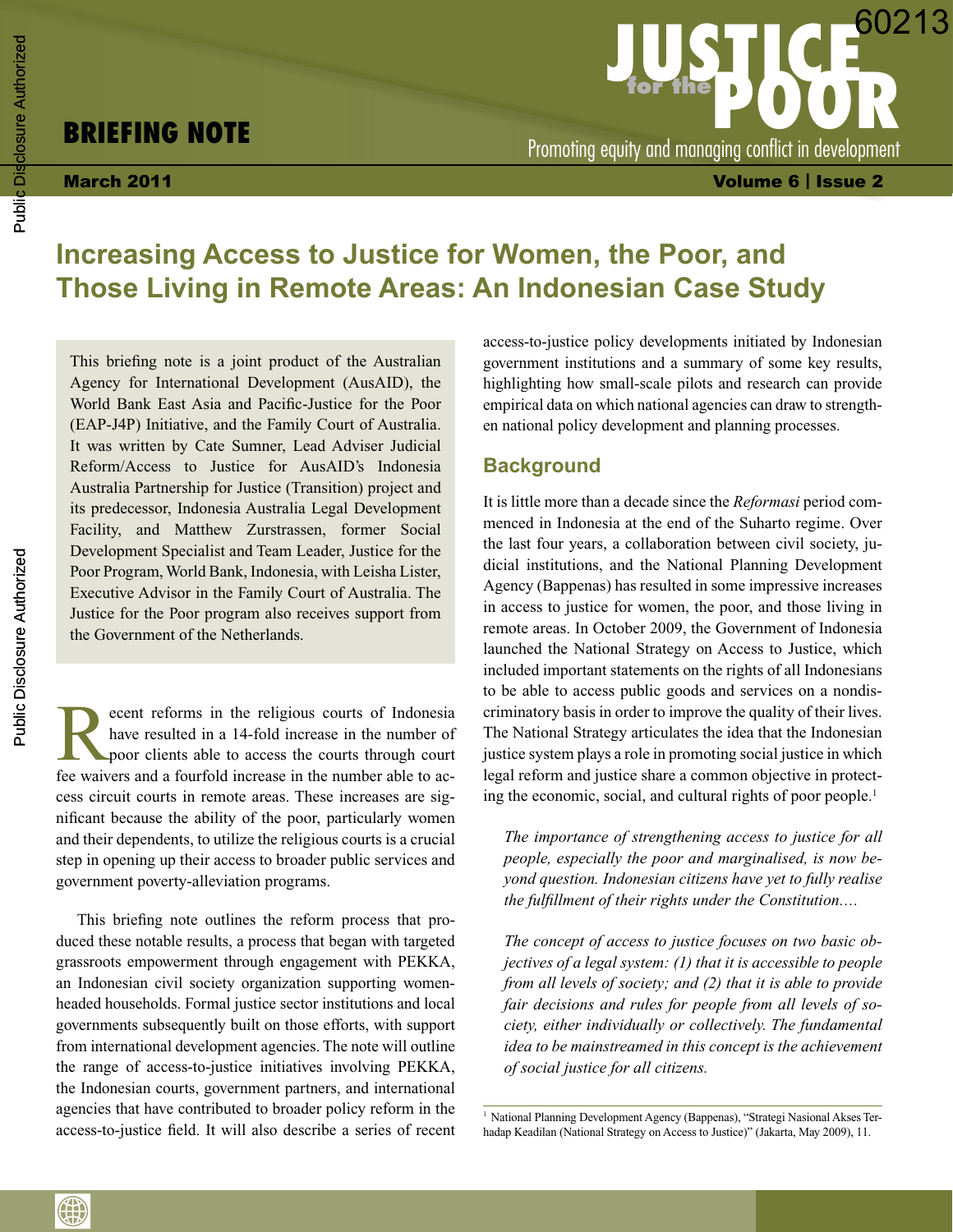# BRIEFING NOTE

**March 2011**

# Increasing Access to Justice for Women, the Poor, and Those Living in Remote Areas: An Indonesian Case Study

This briefing note is a joint product of the Australian Agency for International Development (AusAID), the World Bank East Asia and Pacific-Justice for the Poor (EAP-J4P) Initiative, and the Family Court of Australia. It was written by Cate Sumner, Lead Adviser Judicial Reform/Access to Justice for AusAID's Indonesia Australia Partnership for Justice (Transition) project and its predecessor, Indonesia Australia Legal Development Facility, and Matthew Zurstrassen, former Social Development Specialist and Team Leader, Justice for the Poor Program, World Bank, Indonesia, with Leisha Lister, Executive Advisor in the Family Court of Australia. The Justice for the Poor program also receives support from the Government of the Netherlands.

Recent reforms in the religious courts of Indonesia have resulted in a 14-fold increase in the number of poor clients able to access the courts through court fee waivers and a fourfold increase in the number able to access circuit courts in remote areas. These increases are significant because the ability of the poor, particularly women and their dependents, to utilize the religious courts is a crucial step in opening up their access to broader public services and government poverty-alleviation programs.

This briefing note outlines the reform process that produced these notable results, a process that began with targeted grassroots empowerment through engagement with PEKKA, an Indonesian civil society organization supporting women-headed households. Formal justice sector institutions and local governments subsequently built on those efforts, with support from international development agencies. The note will outline the range of access-to-justice initiatives involving PEKKA, the Indonesian courts, government partners, and international agencies that have contributed to broader policy reform in the access-to-justice field. It will also describe a series of recent access-to-justice policy developments initiated by Indonesian government institutions and a summary of some key results, highlighting how small-scale pilots and research can provide empirical data on which national agencies can draw to strengthen national policy development and planning processes.

## Background

It is little more than a decade since the *Reformasi* period commenced in Indonesia at the end of the Suharto regime. Over the last four years, a collaboration between civil society, judicial institutions, and the National Planning Development Agency (Bappenas) has resulted in some impressive increases in access to justice for women, the poor, and those living in remote areas. In October 2009, the Government of Indonesia launched the National Strategy on Access to Justice, which included important statements on the rights of all Indonesians to be able to access public goods and services on a nondiscriminatory basis in order to improve the quality of their lives. The National Strategy articulates the idea that the Indonesian justice system plays a role in promoting social justice in which legal reform and justice share a common objective in protecting the economic, social, and cultural rights of poor people.[1]

> *The importance of strengthening access to justice for all people, especially the poor and marginalised, is now beyond question. Indonesian citizens have yet to fully realise the fulfillment of their rights under the Constitution….*
>
> *The concept of access to justice focuses on two basic objectives of a legal system: (1) that it is accessible to people from all levels of society; and (2) that it is able to provide fair decisions and rules for people from all levels of society, either individually or collectively. The fundamental idea to be mainstreamed in this concept is the achievement of social justice for all citizens.*

[1] National Planning Development Agency (Bappenas), "Strategi Nasional Akses Terhadap Keadilan (National Strategy on Access to Justice)" (Jakarta, May 2009), 11.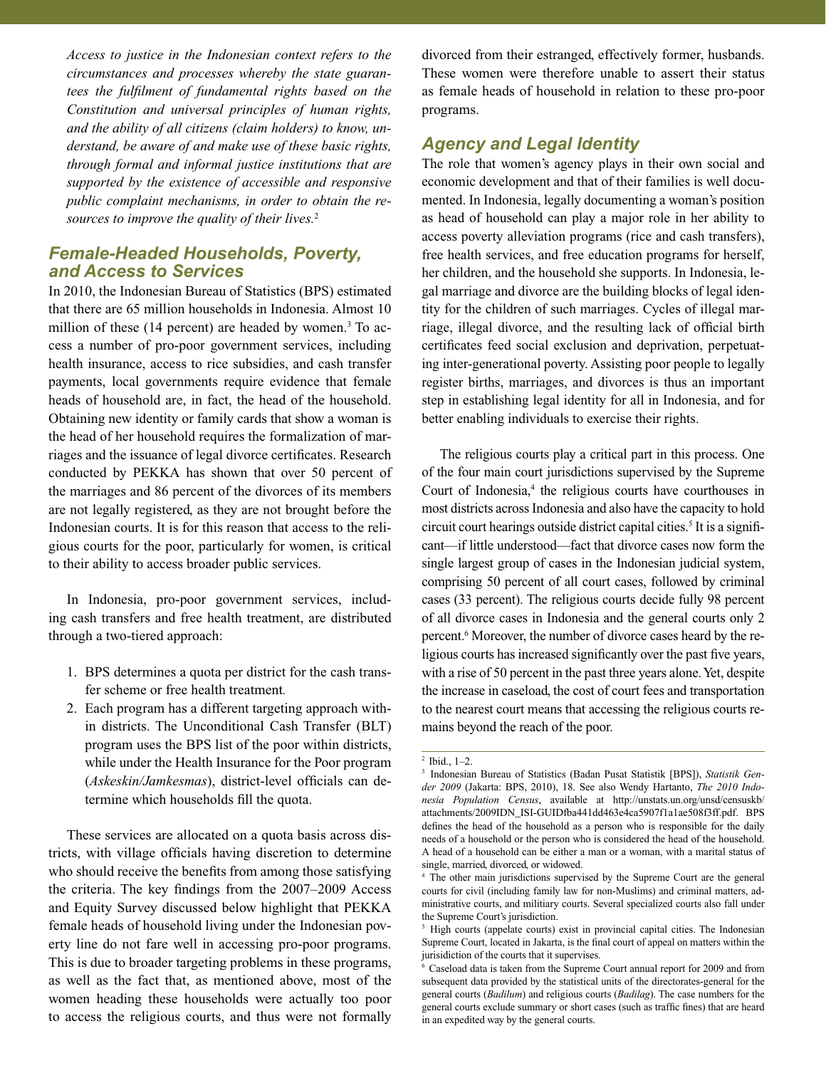*Access to justice in the Indonesian context refers to the circumstances and processes whereby the state guarantees the fulfilment of fundamental rights based on the Constitution and universal principles of human rights, and the ability of all citizens (claim holders) to know, understand, be aware of and make use of these basic rights, through formal and informal justice institutions that are supported by the existence of accessible and responsive public complaint mechanisms, in order to obtain the resources to improve the quality of their lives.*[2]

## *Female-Headed Households, Poverty, and Access to Services*

In 2010, the Indonesian Bureau of Statistics (BPS) estimated that there are 65 million households in Indonesia. Almost 10 million of these (14 percent) are headed by women.[3] To access a number of pro-poor government services, including health insurance, access to rice subsidies, and cash transfer payments, local governments require evidence that female heads of household are, in fact, the head of the household. Obtaining new identity or family cards that show a woman is the head of her household requires the formalization of marriages and the issuance of legal divorce certificates. Research conducted by PEKKA has shown that over 50 percent of the marriages and 86 percent of the divorces of its members are not legally registered, as they are not brought before the Indonesian courts. It is for this reason that access to the religious courts for the poor, particularly for women, is critical to their ability to access broader public services.

In Indonesia, pro-poor government services, including cash transfers and free health treatment, are distributed through a two-tiered approach:

1. BPS determines a quota per district for the cash transfer scheme or free health treatment.
2. Each program has a different targeting approach within districts. The Unconditional Cash Transfer (BLT) program uses the BPS list of the poor within districts, while under the Health Insurance for the Poor program (*Askeskin/Jamkesmas*), district-level officials can determine which households fill the quota.

These services are allocated on a quota basis across districts, with village officials having discretion to determine who should receive the benefits from among those satisfying the criteria. The key findings from the 2007–2009 Access and Equity Survey discussed below highlight that PEKKA female heads of household living under the Indonesian poverty line do not fare well in accessing pro-poor programs. This is due to broader targeting problems in these programs, as well as the fact that, as mentioned above, most of the women heading these households were actually too poor to access the religious courts, and thus were not formally divorced from their estranged, effectively former, husbands. These women were therefore unable to assert their status as female heads of household in relation to these pro-poor programs.

## *Agency and Legal Identity*

The role that women's agency plays in their own social and economic development and that of their families is well documented. In Indonesia, legally documenting a woman's position as head of household can play a major role in her ability to access poverty alleviation programs (rice and cash transfers), free health services, and free education programs for herself, her children, and the household she supports. In Indonesia, legal marriage and divorce are the building blocks of legal identity for the children of such marriages. Cycles of illegal marriage, illegal divorce, and the resulting lack of official birth certificates feed social exclusion and deprivation, perpetuating inter-generational poverty. Assisting poor people to legally register births, marriages, and divorces is thus an important step in establishing legal identity for all in Indonesia, and for better enabling individuals to exercise their rights.

The religious courts play a critical part in this process. One of the four main court jurisdictions supervised by the Supreme Court of Indonesia,[4] the religious courts have courthouses in most districts across Indonesia and also have the capacity to hold circuit court hearings outside district capital cities.[5] It is a significant—if little understood—fact that divorce cases now form the single largest group of cases in the Indonesian judicial system, comprising 50 percent of all court cases, followed by criminal cases (33 percent). The religious courts decide fully 98 percent of all divorce cases in Indonesia and the general courts only 2 percent.[6] Moreover, the number of divorce cases heard by the religious courts has increased significantly over the past five years, with a rise of 50 percent in the past three years alone. Yet, despite the increase in caseload, the cost of court fees and transportation to the nearest court means that accessing the religious courts remains beyond the reach of the poor.

---

[2] Ibid., 1–2.

[3] Indonesian Bureau of Statistics (Badan Pusat Statistik [BPS]), *Statistik Gender 2009* (Jakarta: BPS, 2010), 18. See also Wendy Hartanto, *The 2010 Indonesia Population Census*, available at http://unstats.un.org/unsd/censuskb/attachments/2009IDN_ISI-GUIDfba441dd463e4ca5907f1a1ae508f3ff.pdf. BPS defines the head of the household as a person who is responsible for the daily needs of a household or the person who is considered the head of the household. A head of a household can be either a man or a woman, with a marital status of single, married, divorced, or widowed.

[4] The other main jurisdictions supervised by the Supreme Court are the general courts for civil (including family law for non-Muslims) and criminal matters, administrative courts, and militiary courts. Several specialized courts also fall under the Supreme Court's jurisdiction.

[5] High courts (appelate courts) exist in provincial capital cities. The Indonesian Supreme Court, located in Jakarta, is the final court of appeal on matters within the jurisidiction of the courts that it supervises.

[6] Caseload data is taken from the Supreme Court annual report for 2009 and from subsequent data provided by the statistical units of the directorates-general for the general courts (*Badilum*) and religious courts (*Badilag*). The case numbers for the general courts exclude summary or short cases (such as traffic fines) that are heard in an expedited way by the general courts.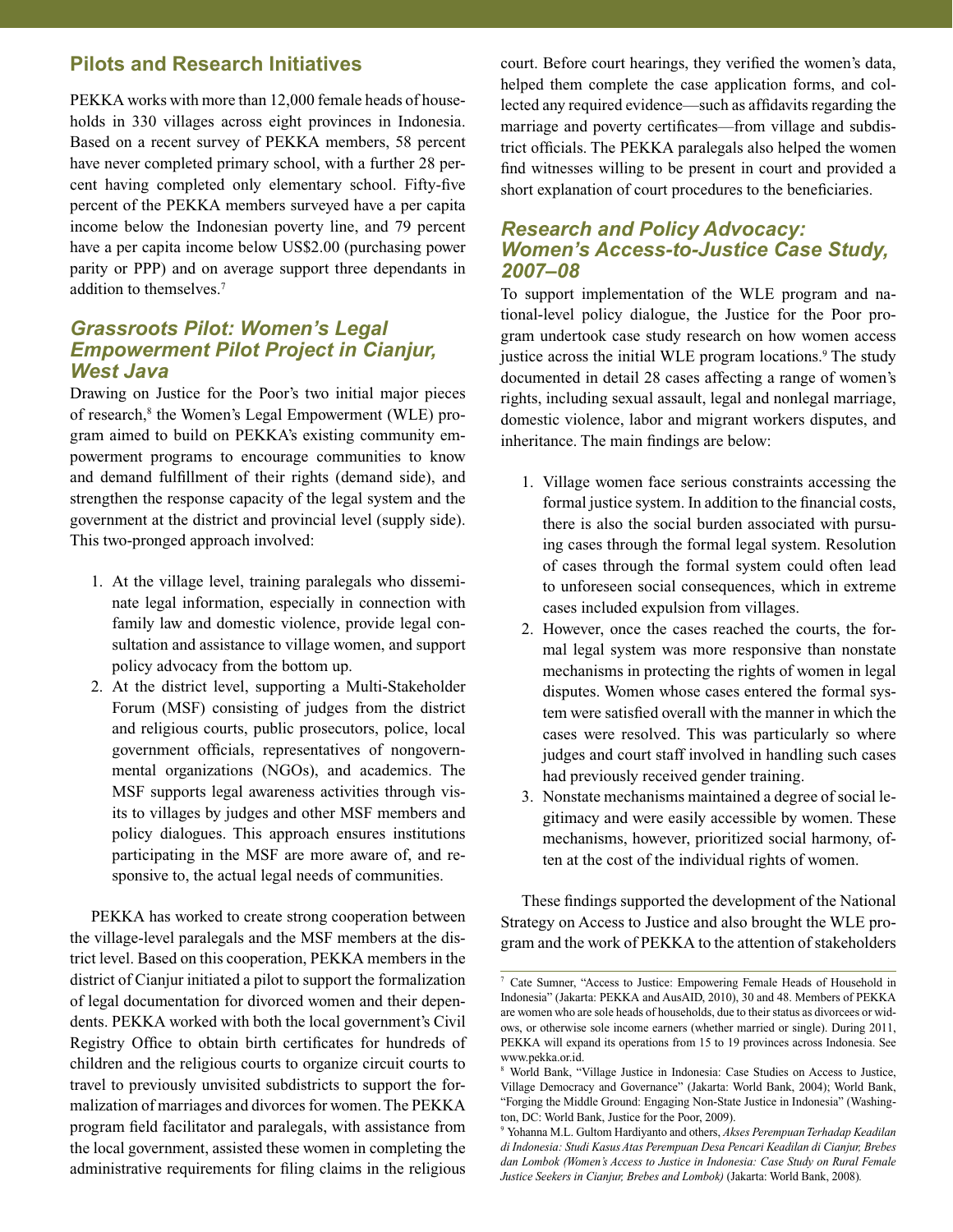## Pilots and Research Initiatives

PEKKA works with more than 12,000 female heads of households in 330 villages across eight provinces in Indonesia. Based on a recent survey of PEKKA members, 58 percent have never completed primary school, with a further 28 percent having completed only elementary school. Fifty-five percent of the PEKKA members surveyed have a per capita income below the Indonesian poverty line, and 79 percent have a per capita income below US$2.00 (purchasing power parity or PPP) and on average support three dependants in addition to themselves.[7]

### *Grassroots Pilot: Women's Legal Empowerment Pilot Project in Cianjur, West Java*

Drawing on Justice for the Poor's two initial major pieces of research,[8] the Women's Legal Empowerment (WLE) program aimed to build on PEKKA's existing community empowerment programs to encourage communities to know and demand fulfillment of their rights (demand side), and strengthen the response capacity of the legal system and the government at the district and provincial level (supply side). This two-pronged approach involved:

1. At the village level, training paralegals who disseminate legal information, especially in connection with family law and domestic violence, provide legal consultation and assistance to village women, and support policy advocacy from the bottom up.
2. At the district level, supporting a Multi-Stakeholder Forum (MSF) consisting of judges from the district and religious courts, public prosecutors, police, local government officials, representatives of nongovernmental organizations (NGOs), and academics. The MSF supports legal awareness activities through visits to villages by judges and other MSF members and policy dialogues. This approach ensures institutions participating in the MSF are more aware of, and responsive to, the actual legal needs of communities.

PEKKA has worked to create strong cooperation between the village-level paralegals and the MSF members at the district level. Based on this cooperation, PEKKA members in the district of Cianjur initiated a pilot to support the formalization of legal documentation for divorced women and their dependents. PEKKA worked with both the local government's Civil Registry Office to obtain birth certificates for hundreds of children and the religious courts to organize circuit courts to travel to previously unvisited subdistricts to support the formalization of marriages and divorces for women. The PEKKA program field facilitator and paralegals, with assistance from the local government, assisted these women in completing the administrative requirements for filing claims in the religious court. Before court hearings, they verified the women's data, helped them complete the case application forms, and collected any required evidence—such as affidavits regarding the marriage and poverty certificates—from village and subdistrict officials. The PEKKA paralegals also helped the women find witnesses willing to be present in court and provided a short explanation of court procedures to the beneficiaries.

### *Research and Policy Advocacy: Women's Access-to-Justice Case Study, 2007–08*

To support implementation of the WLE program and national-level policy dialogue, the Justice for the Poor program undertook case study research on how women access justice across the initial WLE program locations.[9] The study documented in detail 28 cases affecting a range of women's rights, including sexual assault, legal and nonlegal marriage, domestic violence, labor and migrant workers disputes, and inheritance. The main findings are below:

1. Village women face serious constraints accessing the formal justice system. In addition to the financial costs, there is also the social burden associated with pursuing cases through the formal legal system. Resolution of cases through the formal system could often lead to unforeseen social consequences, which in extreme cases included expulsion from villages.
2. However, once the cases reached the courts, the formal legal system was more responsive than nonstate mechanisms in protecting the rights of women in legal disputes. Women whose cases entered the formal system were satisfied overall with the manner in which the cases were resolved. This was particularly so where judges and court staff involved in handling such cases had previously received gender training.
3. Nonstate mechanisms maintained a degree of social legitimacy and were easily accessible by women. These mechanisms, however, prioritized social harmony, often at the cost of the individual rights of women.

These findings supported the development of the National Strategy on Access to Justice and also brought the WLE program and the work of PEKKA to the attention of stakeholders

---

[7] Cate Sumner, "Access to Justice: Empowering Female Heads of Household in Indonesia" (Jakarta: PEKKA and AusAID, 2010), 30 and 48. Members of PEKKA are women who are sole heads of households, due to their status as divorcees or widows, or otherwise sole income earners (whether married or single). During 2011, PEKKA will expand its operations from 15 to 19 provinces across Indonesia. See www.pekka.or.id.

[8] World Bank, "Village Justice in Indonesia: Case Studies on Access to Justice, Village Democracy and Governance" (Jakarta: World Bank, 2004); World Bank, "Forging the Middle Ground: Engaging Non-State Justice in Indonesia" (Washington, DC: World Bank, Justice for the Poor, 2009).

[9] Yohanna M.L. Gultom Hardiyanto and others, *Akses Perempuan Terhadap Keadilan di Indonesia: Studi Kasus Atas Perempuan Desa Pencari Keadilan di Cianjur, Brebes dan Lombok (Women's Access to Justice in Indonesia: Case Study on Rural Female Justice Seekers in Cianjur, Brebes and Lombok)* (Jakarta: World Bank, 2008).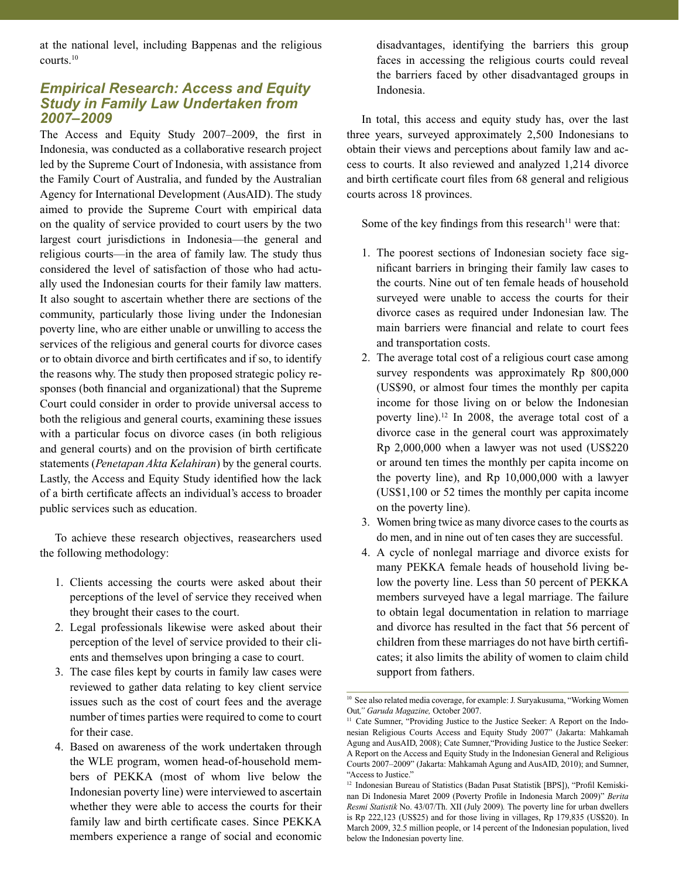at the national level, including Bappenas and the religious courts.[10]

## *Empirical Research: Access and Equity Study in Family Law Undertaken from 2007–2009*

The Access and Equity Study 2007–2009, the first in Indonesia, was conducted as a collaborative research project led by the Supreme Court of Indonesia, with assistance from the Family Court of Australia, and funded by the Australian Agency for International Development (AusAID). The study aimed to provide the Supreme Court with empirical data on the quality of service provided to court users by the two largest court jurisdictions in Indonesia—the general and religious courts—in the area of family law. The study thus considered the level of satisfaction of those who had actually used the Indonesian courts for their family law matters. It also sought to ascertain whether there are sections of the community, particularly those living under the Indonesian poverty line, who are either unable or unwilling to access the services of the religious and general courts for divorce cases or to obtain divorce and birth certificates and if so, to identify the reasons why. The study then proposed strategic policy responses (both financial and organizational) that the Supreme Court could consider in order to provide universal access to both the religious and general courts, examining these issues with a particular focus on divorce cases (in both religious and general courts) and on the provision of birth certificate statements (*Penetapan Akta Kelahiran*) by the general courts. Lastly, the Access and Equity Study identified how the lack of a birth certificate affects an individual's access to broader public services such as education.

To achieve these research objectives, reasearchers used the following methodology:

1. Clients accessing the courts were asked about their perceptions of the level of service they received when they brought their cases to the court.
2. Legal professionals likewise were asked about their perception of the level of service provided to their clients and themselves upon bringing a case to court.
3. The case files kept by courts in family law cases were reviewed to gather data relating to key client service issues such as the cost of court fees and the average number of times parties were required to come to court for their case.
4. Based on awareness of the work undertaken through the WLE program, women head-of-household members of PEKKA (most of whom live below the Indonesian poverty line) were interviewed to ascertain whether they were able to access the courts for their family law and birth certificate cases. Since PEKKA members experience a range of social and economic disadvantages, identifying the barriers this group faces in accessing the religious courts could reveal the barriers faced by other disadvantaged groups in Indonesia.

In total, this access and equity study has, over the last three years, surveyed approximately 2,500 Indonesians to obtain their views and perceptions about family law and access to courts. It also reviewed and analyzed 1,214 divorce and birth certificate court files from 68 general and religious courts across 18 provinces.

Some of the key findings from this research[11] were that:

1. The poorest sections of Indonesian society face significant barriers in bringing their family law cases to the courts. Nine out of ten female heads of household surveyed were unable to access the courts for their divorce cases as required under Indonesian law. The main barriers were financial and relate to court fees and transportation costs.
2. The average total cost of a religious court case among survey respondents was approximately Rp 800,000 (US$90, or almost four times the monthly per capita income for those living on or below the Indonesian poverty line).[12] In 2008, the average total cost of a divorce case in the general court was approximately Rp 2,000,000 when a lawyer was not used (US$220 or around ten times the monthly per capita income on the poverty line), and Rp 10,000,000 with a lawyer (US$1,100 or 52 times the monthly per capita income on the poverty line).
3. Women bring twice as many divorce cases to the courts as do men, and in nine out of ten cases they are successful.
4. A cycle of nonlegal marriage and divorce exists for many PEKKA female heads of household living below the poverty line. Less than 50 percent of PEKKA members surveyed have a legal marriage. The failure to obtain legal documentation in relation to marriage and divorce has resulted in the fact that 56 percent of children from these marriages do not have birth certificates; it also limits the ability of women to claim child support from fathers.

---

[10] See also related media coverage, for example: J. Suryakusuma, "Working Women Out," *Garuda Magazine,* October 2007.

[11] Cate Sumner, "Providing Justice to the Justice Seeker: A Report on the Indonesian Religious Courts Access and Equity Study 2007" (Jakarta: Mahkamah Agung and AusAID, 2008); Cate Sumner,"Providing Justice to the Justice Seeker: A Report on the Access and Equity Study in the Indonesian General and Religious Courts 2007–2009" (Jakarta: Mahkamah Agung and AusAID, 2010); and Sumner, "Access to Justice."

[12] Indonesian Bureau of Statistics (Badan Pusat Statistik [BPS]), "Profil Kemiskinan Di Indonesia Maret 2009 (Poverty Profile in Indonesia March 2009)" *Berita Resmi Statistik* No. 43/07/Th. XII (July 2009)*.* The poverty line for urban dwellers is Rp 222,123 (US$25) and for those living in villages, Rp 179,835 (US$20). In March 2009, 32.5 million people, or 14 percent of the Indonesian population, lived below the Indonesian poverty line.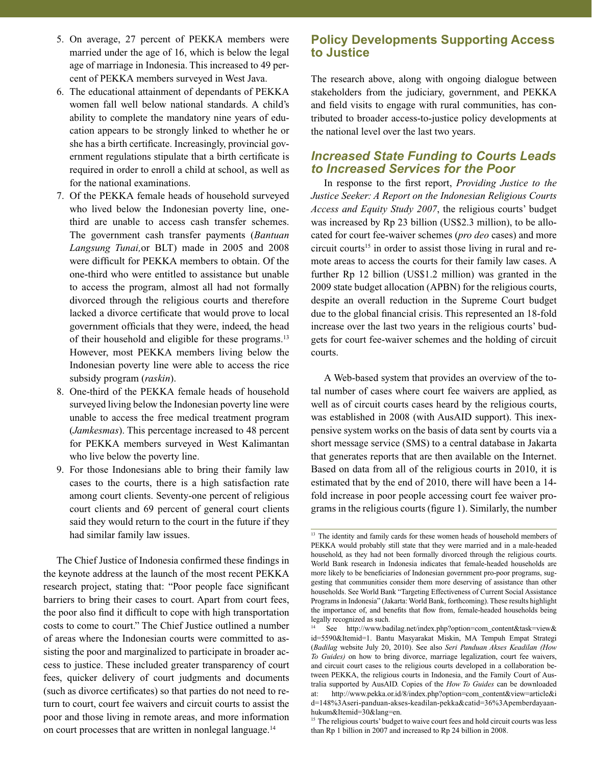5. On average, 27 percent of PEKKA members were married under the age of 16, which is below the legal age of marriage in Indonesia. This increased to 49 percent of PEKKA members surveyed in West Java.
6. The educational attainment of dependants of PEKKA women fall well below national standards. A child's ability to complete the mandatory nine years of education appears to be strongly linked to whether he or she has a birth certificate. Increasingly, provincial government regulations stipulate that a birth certificate is required in order to enroll a child at school, as well as for the national examinations.
7. Of the PEKKA female heads of household surveyed who lived below the Indonesian poverty line, one-third are unable to access cash transfer schemes. The government cash transfer payments (*Bantuan Langsung Tunai,* or BLT) made in 2005 and 2008 were difficult for PEKKA members to obtain. Of the one-third who were entitled to assistance but unable to access the program, almost all had not formally divorced through the religious courts and therefore lacked a divorce certificate that would prove to local government officials that they were, indeed, the head of their household and eligible for these programs.[13] However, most PEKKA members living below the Indonesian poverty line were able to access the rice subsidy program (*raskin*).
8. One-third of the PEKKA female heads of household surveyed living below the Indonesian poverty line were unable to access the free medical treatment program (*Jamkesmas*). This percentage increased to 48 percent for PEKKA members surveyed in West Kalimantan who live below the poverty line.
9. For those Indonesians able to bring their family law cases to the courts, there is a high satisfaction rate among court clients. Seventy-one percent of religious court clients and 69 percent of general court clients said they would return to the court in the future if they had similar family law issues.

The Chief Justice of Indonesia confirmed these findings in the keynote address at the launch of the most recent PEKKA research project, stating that: "Poor people face significant barriers to bring their cases to court. Apart from court fees, the poor also find it difficult to cope with high transportation costs to come to court." The Chief Justice outlined a number of areas where the Indonesian courts were committed to assisting the poor and marginalized to participate in broader access to justice. These included greater transparency of court fees, quicker delivery of court judgments and documents (such as divorce certificates) so that parties do not need to return to court, court fee waivers and circuit courts to assist the poor and those living in remote areas, and more information on court processes that are written in nonlegal language.[14]

## Policy Developments Supporting Access to Justice

The research above, along with ongoing dialogue between stakeholders from the judiciary, government, and PEKKA and field visits to engage with rural communities, has contributed to broader access-to-justice policy developments at the national level over the last two years.

### *Increased State Funding to Courts Leads to Increased Services for the Poor*

In response to the first report, *Providing Justice to the Justice Seeker: A Report on the Indonesian Religious Courts Access and Equity Study 2007*, the religious courts' budget was increased by Rp 23 billion (US$2.3 million), to be allocated for court fee-waiver schemes (*pro deo* cases) and more circuit courts[15] in order to assist those living in rural and remote areas to access the courts for their family law cases. A further Rp 12 billion (US$1.2 million) was granted in the 2009 state budget allocation (APBN) for the religious courts, despite an overall reduction in the Supreme Court budget due to the global financial crisis. This represented an 18-fold increase over the last two years in the religious courts' budgets for court fee-waiver schemes and the holding of circuit courts.

A Web-based system that provides an overview of the total number of cases where court fee waivers are applied, as well as of circuit courts cases heard by the religious courts, was established in 2008 (with AusAID support). This inexpensive system works on the basis of data sent by courts via a short message service (SMS) to a central database in Jakarta that generates reports that are then available on the Internet. Based on data from all of the religious courts in 2010, it is estimated that by the end of 2010, there will have been a 14-fold increase in poor people accessing court fee waiver programs in the religious courts (figure 1). Similarly, the number

---

[13] The identity and family cards for these women heads of household members of PEKKA would probably still state that they were married and in a male-headed household, as they had not been formally divorced through the religious courts. World Bank research in Indonesia indicates that female-headed households are more likely to be beneficiaries of Indonesian government pro-poor programs, suggesting that communities consider them more deserving of assistance than other households. See World Bank "Targeting Effectiveness of Current Social Assistance Programs in Indonesia" (Jakarta: World Bank, forthcoming). These results highlight the importance of, and benefits that flow from, female-headed households being legally recognized as such.

[14] See http://www.badilag.net/index.php?option=com_content&task=view&id=5590&Itemid=1. Bantu Masyarakat Miskin, MA Tempuh Empat Strategi (*Badilag* website July 20, 2010). See also *Seri Panduan Akses Keadilan (How To Guides)* on how to bring divorce, marriage legalization, court fee waivers, and circuit court cases to the religious courts developed in a collaboration between PEKKA, the religious courts in Indonesia, and the Family Court of Australia supported by AusAID. Copies of the *How To Guides* can be downloaded at: http://www.pekka.or.id/8/index.php?option=com_content&view=article&id=148%3Aseri-panduan-akses-keadilan-pekka&catid=36%3Apemberdayaan-hukum&Itemid=30&lang=en.

[15] The religious courts' budget to waive court fees and hold circuit courts was less than Rp 1 billion in 2007 and increased to Rp 24 billion in 2008.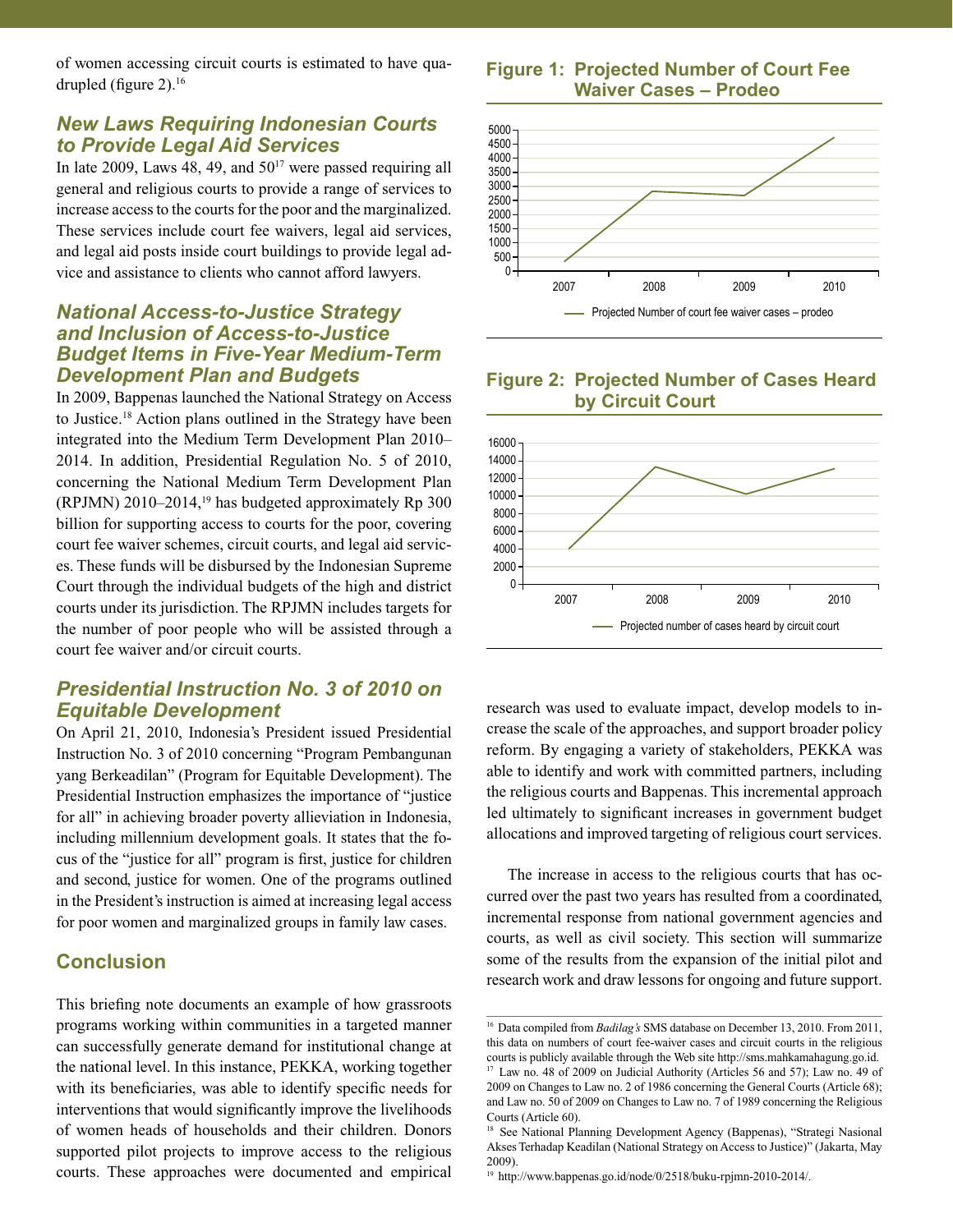of women accessing circuit courts is estimated to have quadrupled (figure 2).[16]

### *New Laws Requiring Indonesian Courts to Provide Legal Aid Services*

In late 2009, Laws 48, 49, and 50[17] were passed requiring all general and religious courts to provide a range of services to increase access to the courts for the poor and the marginalized. These services include court fee waivers, legal aid services, and legal aid posts inside court buildings to provide legal advice and assistance to clients who cannot afford lawyers.

### *National Access-to-Justice Strategy and Inclusion of Access-to-Justice Budget Items in Five-Year Medium-Term Development Plan and Budgets*

In 2009, Bappenas launched the National Strategy on Access to Justice.[18] Action plans outlined in the Strategy have been integrated into the Medium Term Development Plan 2010–2014. In addition, Presidential Regulation No. 5 of 2010, concerning the National Medium Term Development Plan (RPJMN) 2010–2014,[19] has budgeted approximately Rp 300 billion for supporting access to courts for the poor, covering court fee waiver schemes, circuit courts, and legal aid services. These funds will be disbursed by the Indonesian Supreme Court through the individual budgets of the high and district courts under its jurisdiction. The RPJMN includes targets for the number of poor people who will be assisted through a court fee waiver and/or circuit courts.

### *Presidential Instruction No. 3 of 2010 on Equitable Development*

On April 21, 2010, Indonesia's President issued Presidential Instruction No. 3 of 2010 concerning "Program Pembangunan yang Berkeadilan" (Program for Equitable Development). The Presidential Instruction emphasizes the importance of "justice for all" in achieving broader poverty allieviation in Indonesia, including millennium development goals. It states that the focus of the "justice for all" program is first, justice for children and second, justice for women. One of the programs outlined in the President's instruction is aimed at increasing legal access for poor women and marginalized groups in family law cases.

## Conclusion

This briefing note documents an example of how grassroots programs working within communities in a targeted manner can successfully generate demand for institutional change at the national level. In this instance, PEKKA, working together with its beneficiaries, was able to identify specific needs for interventions that would significantly improve the livelihoods of women heads of households and their children. Donors supported pilot projects to improve access to the religious courts. These approaches were documented and empirical research was used to evaluate impact, develop models to increase the scale of the approaches, and support broader policy reform. By engaging a variety of stakeholders, PEKKA was able to identify and work with committed partners, including the religious courts and Bappenas. This incremental approach led ultimately to significant increases in government budget allocations and improved targeting of religious court services.

The increase in access to the religious courts that has occurred over the past two years has resulted from a coordinated, incremental response from national government agencies and courts, as well as civil society. This section will summarize some of the results from the expansion of the initial pilot and research work and draw lessons for ongoing and future support.

**Figure 1: Projected Number of Court Fee Waiver Cases – Prodeo**

Projected Number of court fee waiver cases – prodeo (2007–2010)

**Figure 2: Projected Number of Cases Heard by Circuit Court**

Projected number of cases heard by circuit court (2007–2010)

---

[16] Data compiled from *Badilag's* SMS database on December 13, 2010. From 2011, this data on numbers of court fee-waiver cases and circuit courts in the religious courts is publicly available through the Web site http://sms.mahkamahagung.go.id.

[17] Law no. 48 of 2009 on Judicial Authority (Articles 56 and 57); Law no. 49 of 2009 on Changes to Law no. 2 of 1986 concerning the General Courts (Article 68); and Law no. 50 of 2009 on Changes to Law no. 7 of 1989 concerning the Religious Courts (Article 60).

[18] See National Planning Development Agency (Bappenas), "Strategi Nasional Akses Terhadap Keadilan (National Strategy on Access to Justice)" (Jakarta, May 2009).

[19] http://www.bappenas.go.id/node/0/2518/buku-rpjmn-2010-2014/.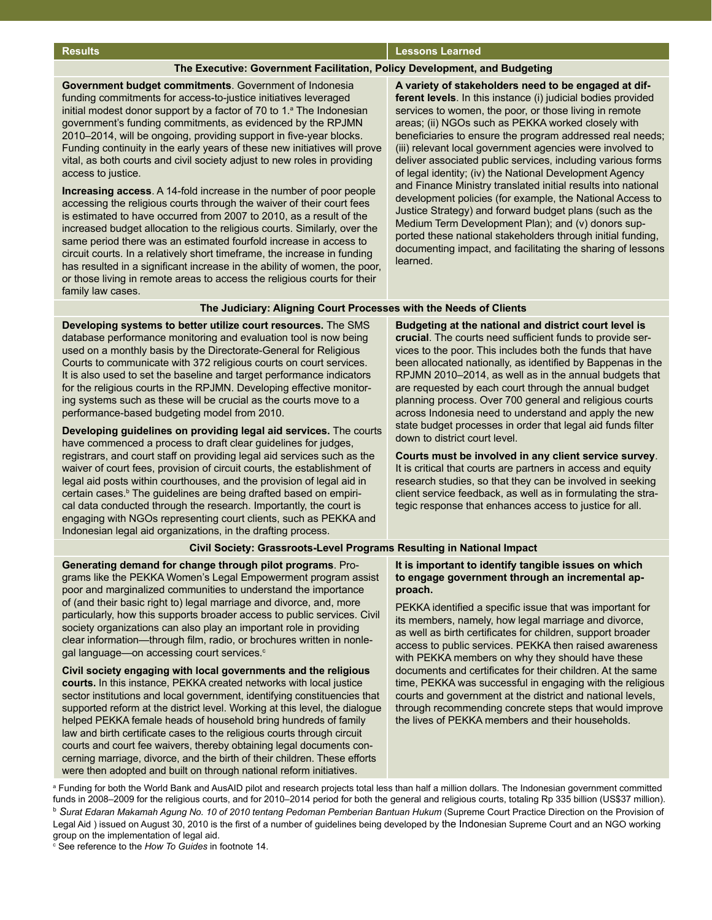| Results | Lessons Learned |
| --- | --- |
| **The Executive: Government Facilitation, Policy Development, and Budgeting** | |
| **Government budget commitments**. Government of Indonesia funding commitments for access-to-justice initiatives leveraged initial modest donor support by a factor of 70 to 1.[a] The Indonesian government's funding commitments, as evidenced by the RPJMN 2010–2014, will be ongoing, providing support in five-year blocks. Funding continuity in the early years of these new initiatives will prove vital, as both courts and civil society adjust to new roles in providing access to justice.<br><br>**Increasing access**. A 14-fold increase in the number of poor people accessing the religious courts through the waiver of their court fees is estimated to have occurred from 2007 to 2010, as a result of the increased budget allocation to the religious courts. Similarly, over the same period there was an estimated fourfold increase in access to circuit courts. In a relatively short timeframe, the increase in funding has resulted in a significant increase in the ability of women, the poor, or those living in remote areas to access the religious courts for their family law cases. | **A variety of stakeholders need to be engaged at different levels**. In this instance (i) judicial bodies provided services to women, the poor, or those living in remote areas; (ii) NGOs such as PEKKA worked closely with beneficiaries to ensure the program addressed real needs; (iii) relevant local government agencies were involved to deliver associated public services, including various forms of legal identity; (iv) the National Development Agency and Finance Ministry translated initial results into national development policies (for example, the National Access to Justice Strategy) and forward budget plans (such as the Medium Term Development Plan); and (v) donors supported these national stakeholders through initial funding, documenting impact, and facilitating the sharing of lessons learned. |
| **The Judiciary: Aligning Court Processes with the Needs of Clients** | |
| **Developing systems to better utilize court resources.** The SMS database performance monitoring and evaluation tool is now being used on a monthly basis by the Directorate-General for Religious Courts to communicate with 372 religious courts on court services. It is also used to set the baseline and target performance indicators for the religious courts in the RPJMN. Developing effective monitoring systems such as these will be crucial as the courts move to a performance-based budgeting model from 2010.<br><br>**Developing guidelines on providing legal aid services.** The courts have commenced a process to draft clear guidelines for judges, registrars, and court staff on providing legal aid services such as the waiver of court fees, provision of circuit courts, the establishment of legal aid posts within courthouses, and the provision of legal aid in certain cases.[b] The guidelines are being drafted based on empirical data conducted through the research. Importantly, the court is engaging with NGOs representing court clients, such as PEKKA and Indonesian legal aid organizations, in the drafting process. | **Budgeting at the national and district court level is crucial**. The courts need sufficient funds to provide services to the poor. This includes both the funds that have been allocated nationally, as identified by Bappenas in the RPJMN 2010–2014, as well as in the annual budgets that are requested by each court through the annual budget planning process. Over 700 general and religious courts across Indonesia need to understand and apply the new state budget processes in order that legal aid funds filter down to district court level.<br><br>**Courts must be involved in any client service survey**. It is critical that courts are partners in access and equity research studies, so that they can be involved in seeking client service feedback, as well as in formulating the strategic response that enhances access to justice for all. |
| **Civil Society: Grassroots-Level Programs Resulting in National Impact** | |
| **Generating demand for change through pilot programs**. Programs like the PEKKA Women's Legal Empowerment program assist poor and marginalized communities to understand the importance of (and their basic right to) legal marriage and divorce, and, more particularly, how this supports broader access to public services. Civil society organizations can also play an important role in providing clear information—through film, radio, or brochures written in nonlegal language—on accessing court services.[c]<br><br>**Civil society engaging with local governments and the religious courts.** In this instance, PEKKA created networks with local justice sector institutions and local government, identifying constituencies that supported reform at the district level. Working at this level, the dialogue helped PEKKA female heads of household bring hundreds of family law and birth certificate cases to the religious courts through circuit courts and court fee waivers, thereby obtaining legal documents concerning marriage, divorce, and the birth of their children. These efforts were then adopted and built on through national reform initiatives. | **It is important to identify tangible issues on which to engage government through an incremental approach.**<br><br>PEKKA identified a specific issue that was important for its members, namely, how legal marriage and divorce, as well as birth certificates for children, support broader access to public services. PEKKA then raised awareness with PEKKA members on why they should have these documents and certificates for their children. At the same time, PEKKA was successful in engaging with the religious courts and government at the district and national levels, through recommending concrete steps that would improve the lives of PEKKA members and their households. |

[a] Funding for both the World Bank and AusAID pilot and research projects total less than half a million dollars. The Indonesian government committed funds in 2008–2009 for the religious courts, and for 2010–2014 period for both the general and religious courts, totaling Rp 335 billion (US$37 million).

[b] *Surat Edaran Makamah Agung No. 10 of 2010 tentang Pedoman Pemberian Bantuan Hukum* (Supreme Court Practice Direction on the Provision of Legal Aid ) issued on August 30, 2010 is the first of a number of guidelines being developed by the Indonesian Supreme Court and an NGO working group on the implementation of legal aid.

[c] See reference to the *How To Guides* in footnote 14.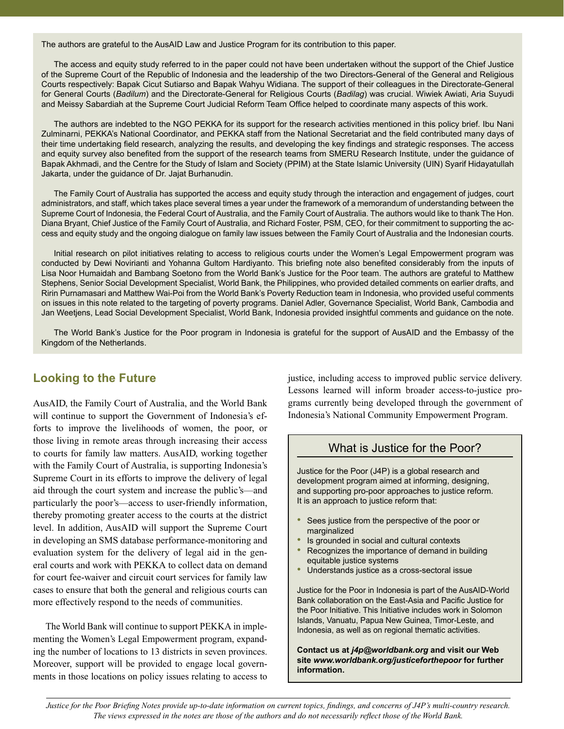The authors are grateful to the AusAID Law and Justice Program for its contribution to this paper.

The access and equity study referred to in the paper could not have been undertaken without the support of the Chief Justice of the Supreme Court of the Republic of Indonesia and the leadership of the two Directors-General of the General and Religious Courts respectively: Bapak Cicut Sutiarso and Bapak Wahyu Widiana. The support of their colleagues in the Directorate-General for General Courts (*Badilum*) and the Directorate-General for Religious Courts (*Badilag*) was crucial. Wiwiek Awiati, Aria Suyudi and Meissy Sabardiah at the Supreme Court Judicial Reform Team Office helped to coordinate many aspects of this work.

The authors are indebted to the NGO PEKKA for its support for the research activities mentioned in this policy brief. Ibu Nani Zulminarni, PEKKA's National Coordinator, and PEKKA staff from the National Secretariat and the field contributed many days of their time undertaking field research, analyzing the results, and developing the key findings and strategic responses. The access and equity survey also benefited from the support of the research teams from SMERU Research Institute, under the guidance of Bapak Akhmadi, and the Centre for the Study of Islam and Society (PPIM) at the State Islamic University (UIN) Syarif Hidayatullah Jakarta, under the guidance of Dr. Jajat Burhanudin.

The Family Court of Australia has supported the access and equity study through the interaction and engagement of judges, court administrators, and staff, which takes place several times a year under the framework of a memorandum of understanding between the Supreme Court of Indonesia, the Federal Court of Australia, and the Family Court of Australia. The authors would like to thank The Hon. Diana Bryant, Chief Justice of the Family Court of Australia, and Richard Foster, PSM, CEO, for their commitment to supporting the access and equity study and the ongoing dialogue on family law issues between the Family Court of Australia and the Indonesian courts.

Initial research on pilot initiatives relating to access to religious courts under the Women's Legal Empowerment program was conducted by Dewi Novirianti and Yohanna Gultom Hardiyanto. This briefing note also benefited considerably from the inputs of Lisa Noor Humaidah and Bambang Soetono from the World Bank's Justice for the Poor team. The authors are grateful to Matthew Stephens, Senior Social Development Specialist, World Bank, the Philippines, who provided detailed comments on earlier drafts, and Ririn Purnamasari and Matthew Wai-Poi from the World Bank's Poverty Reduction team in Indonesia, who provided useful comments on issues in this note related to the targeting of poverty programs. Daniel Adler, Governance Specialist, World Bank, Cambodia and Jan Weetjens, Lead Social Development Specialist, World Bank, Indonesia provided insightful comments and guidance on the note.

The World Bank's Justice for the Poor program in Indonesia is grateful for the support of AusAID and the Embassy of the Kingdom of the Netherlands.

## Looking to the Future

AusAID, the Family Court of Australia, and the World Bank will continue to support the Government of Indonesia's efforts to improve the livelihoods of women, the poor, or those living in remote areas through increasing their access to courts for family law matters. AusAID, working together with the Family Court of Australia, is supporting Indonesia's Supreme Court in its efforts to improve the delivery of legal aid through the court system and increase the public's—and particularly the poor's—access to user-friendly information, thereby promoting greater access to the courts at the district level. In addition, AusAID will support the Supreme Court in developing an SMS database performance-monitoring and evaluation system for the delivery of legal aid in the general courts and work with PEKKA to collect data on demand for court fee-waiver and circuit court services for family law cases to ensure that both the general and religious courts can more effectively respond to the needs of communities.

The World Bank will continue to support PEKKA in implementing the Women's Legal Empowerment program, expanding the number of locations to 13 districts in seven provinces. Moreover, support will be provided to engage local governments in those locations on policy issues relating to access to justice, including access to improved public service delivery. Lessons learned will inform broader access-to-justice programs currently being developed through the government of Indonesia's National Community Empowerment Program.

### What is Justice for the Poor?

Justice for the Poor (J4P) is a global research and development program aimed at informing, designing, and supporting pro-poor approaches to justice reform. It is an approach to justice reform that:

- Sees justice from the perspective of the poor or marginalized
- Is grounded in social and cultural contexts
- Recognizes the importance of demand in building equitable justice systems
- Understands justice as a cross-sectoral issue

Justice for the Poor in Indonesia is part of the AusAID-World Bank collaboration on the East-Asia and Pacific Justice for the Poor Initiative. This Initiative includes work in Solomon Islands, Vanuatu, Papua New Guinea, Timor-Leste, and Indonesia, as well as on regional thematic activities.

**Contact us at *j4p@worldbank.org* and visit our Web site *www.worldbank.org/justiceforthepoor* for further information.**

*Justice for the Poor Briefing Notes provide up-to-date information on current topics, findings, and concerns of J4P's multi-country research. The views expressed in the notes are those of the authors and do not necessarily reflect those of the World Bank.*